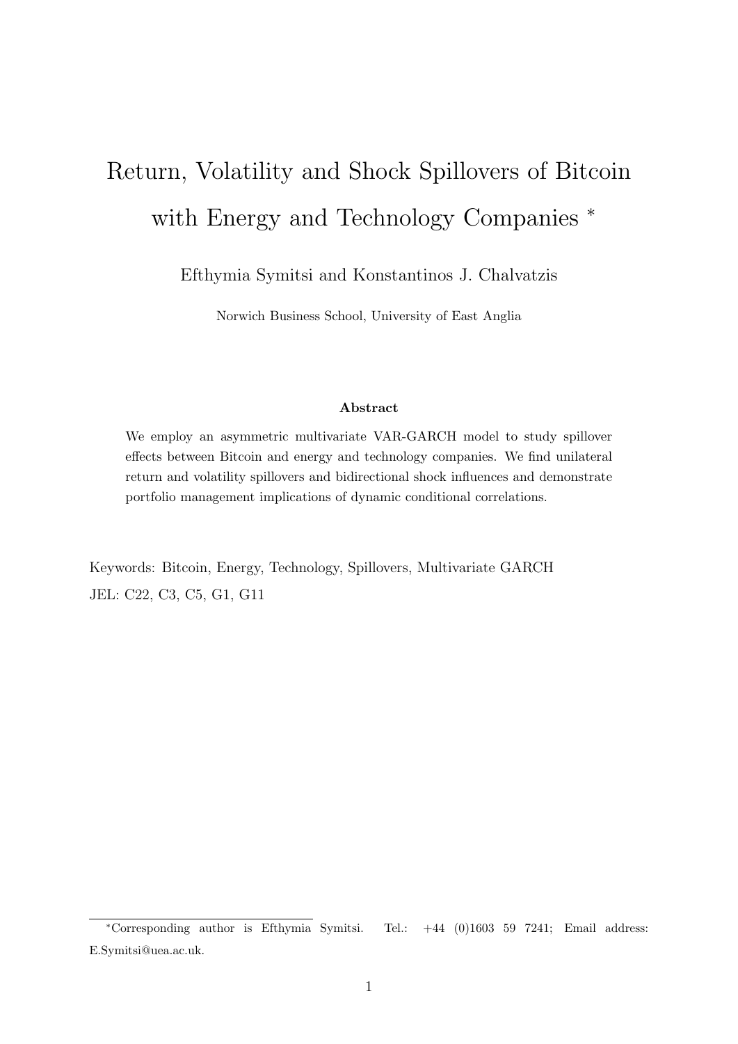# Return, Volatility and Shock Spillovers of Bitcoin with Energy and Technology Companies *

Efthymia Symitsi and Konstantinos J. Chalvatzis

Norwich Business School, University of East Anglia

**Abstract**

We employ an asymmetric multivariate VAR-GARCH model to study spillover effects between Bitcoin and energy and technology companies. We find unilateral return and volatility spillovers and bidirectional shock influences and demonstrate portfolio management implications of dynamic conditional correlations.

Keywords: Bitcoin, Energy, Technology, Spillovers, Multivariate GARCH

JEL: C22, C3, C5, G1, G11

---

*Corresponding author is Efthymia Symitsi. Tel.: +44 (0)1603 59 7241; Email address: E.Symitsi@uea.ac.uk.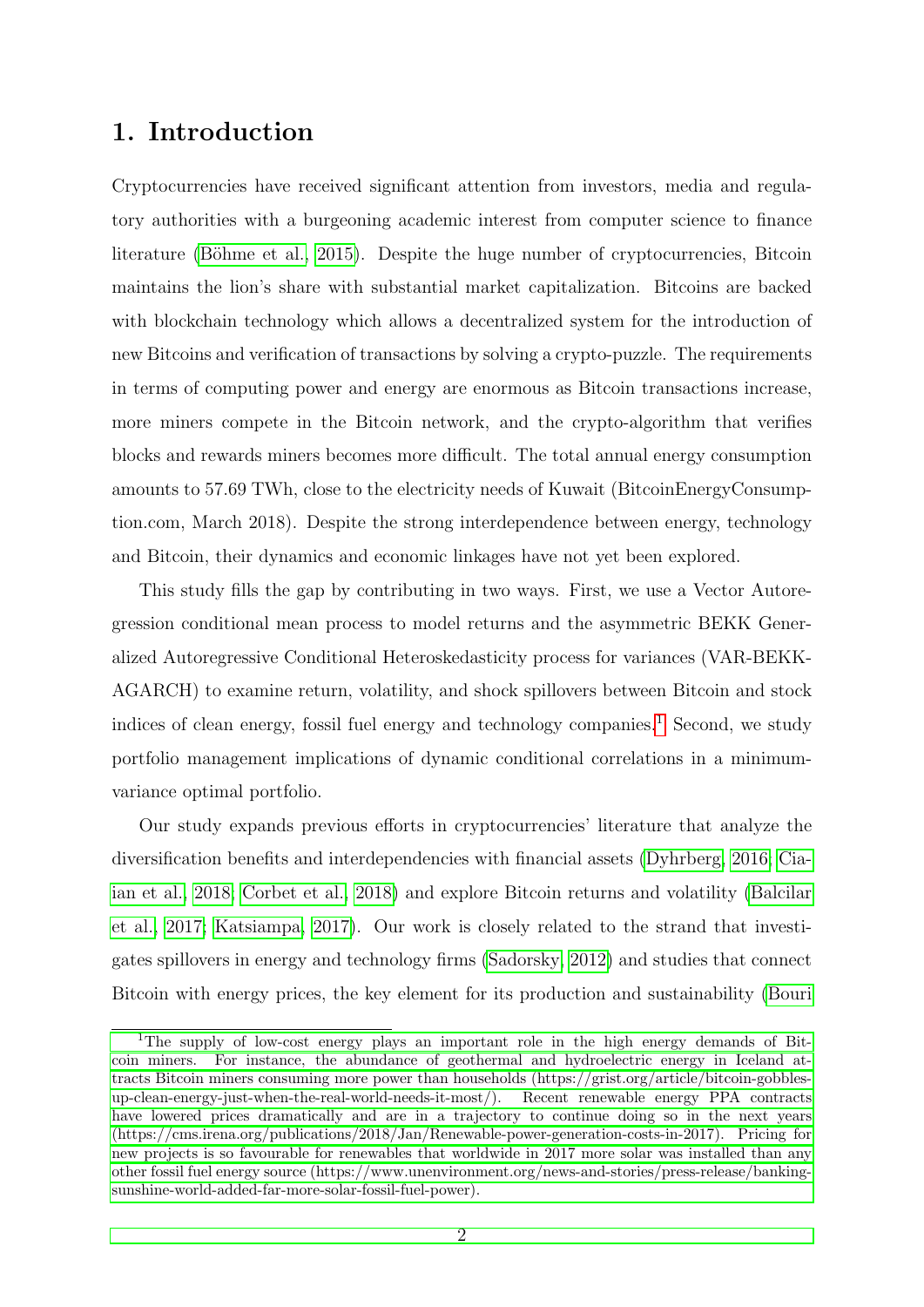# 1. Introduction

Cryptocurrencies have received significant attention from investors, media and regulatory authorities with a burgeoning academic interest from computer science to finance literature (Böhme et al., 2015). Despite the huge number of cryptocurrencies, Bitcoin maintains the lion's share with substantial market capitalization. Bitcoins are backed with blockchain technology which allows a decentralized system for the introduction of new Bitcoins and verification of transactions by solving a crypto-puzzle. The requirements in terms of computing power and energy are enormous as Bitcoin transactions increase, more miners compete in the Bitcoin network, and the crypto-algorithm that verifies blocks and rewards miners becomes more difficult. The total annual energy consumption amounts to 57.69 TWh, close to the electricity needs of Kuwait (BitcoinEnergyConsumption.com, March 2018). Despite the strong interdependence between energy, technology and Bitcoin, their dynamics and economic linkages have not yet been explored.

This study fills the gap by contributing in two ways. First, we use a Vector Autoregression conditional mean process to model returns and the asymmetric BEKK Generalized Autoregressive Conditional Heteroskedasticity process for variances (VAR-BEKK-AGARCH) to examine return, volatility, and shock spillovers between Bitcoin and stock indices of clean energy, fossil fuel energy and technology companies.[1] Second, we study portfolio management implications of dynamic conditional correlations in a minimum-variance optimal portfolio.

Our study expands previous efforts in cryptocurrencies' literature that analyze the diversification benefits and interdependencies with financial assets (Dyhrberg, 2016; Ciaian et al., 2018; Corbet et al., 2018) and explore Bitcoin returns and volatility (Balcilar et al., 2017; Katsiampa, 2017). Our work is closely related to the strand that investigates spillovers in energy and technology firms (Sadorsky, 2012) and studies that connect Bitcoin with energy prices, the key element for its production and sustainability (Bouri

[1] The supply of low-cost energy plays an important role in the high energy demands of Bitcoin miners. For instance, the abundance of geothermal and hydroelectric energy in Iceland attracts Bitcoin miners consuming more power than households (https://grist.org/article/bitcoin-gobbles-up-clean-energy-just-when-the-real-world-needs-it-most/). Recent renewable energy PPA contracts have lowered prices dramatically and are in a trajectory to continue doing so in the next years (https://cms.irena.org/publications/2018/Jan/Renewable-power-generation-costs-in-2017). Pricing for new projects is so favourable for renewables that worldwide in 2017 more solar was installed than any other fossil fuel energy source (https://www.unenvironment.org/news-and-stories/press-release/banking-sunshine-world-added-far-more-solar-fossil-fuel-power).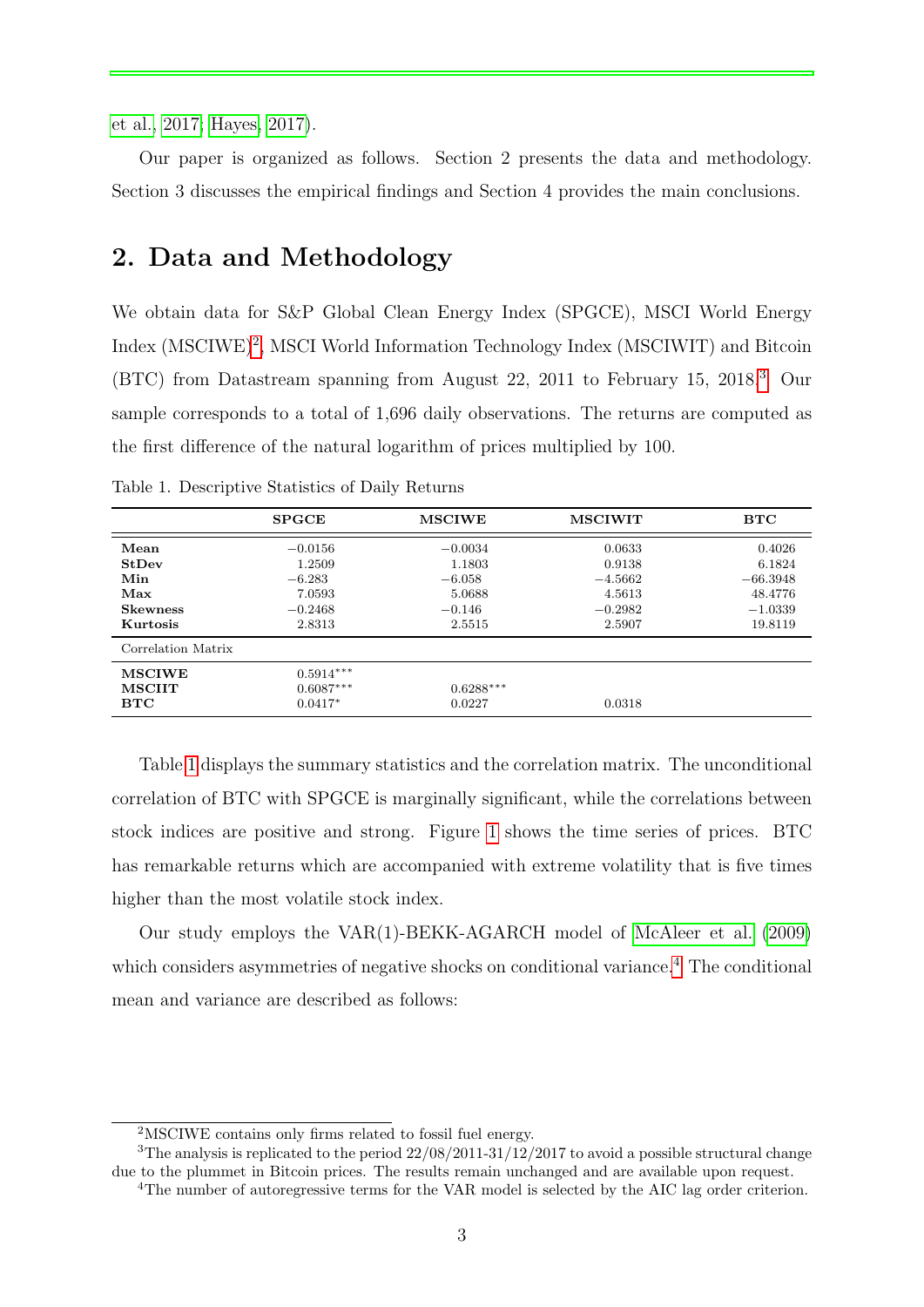et al., 2017; Hayes, 2017).

Our paper is organized as follows. Section 2 presents the data and methodology. Section 3 discusses the empirical findings and Section 4 provides the main conclusions.

## 2. Data and Methodology

We obtain data for S&P Global Clean Energy Index (SPGCE), MSCI World Energy Index (MSCIWE)[2], MSCI World Information Technology Index (MSCIWIT) and Bitcoin (BTC) from Datastream spanning from August 22, 2011 to February 15, 2018.[3] Our sample corresponds to a total of 1,696 daily observations. The returns are computed as the first difference of the natural logarithm of prices multiplied by 100.

Table 1. Descriptive Statistics of Daily Returns

| | **SPGCE** | **MSCIWE** | **MSCIWIT** | **BTC** |
|---|---|---|---|---|
| **Mean** | −0.0156 | −0.0034 | 0.0633 | 0.4026 |
| **StDev** | 1.2509 | 1.1803 | 0.9138 | 6.1824 |
| **Min** | −6.283 | −6.058 | −4.5662 | −66.3948 |
| **Max** | 7.0593 | 5.0688 | 4.5613 | 48.4776 |
| **Skewness** | −0.2468 | −0.146 | −0.2982 | −1.0339 |
| **Kurtosis** | 2.8313 | 2.5515 | 2.5907 | 19.8119 |
| Correlation Matrix | | | | |
| **MSCIWE** | $0.5914^{***}$ | | | |
| **MSCIIT** | $0.6087^{***}$ | $0.6288^{***}$ | | |
| **BTC** | $0.0417^{*}$ | 0.0227 | 0.0318 | |

Table 1 displays the summary statistics and the correlation matrix. The unconditional correlation of BTC with SPGCE is marginally significant, while the correlations between stock indices are positive and strong. Figure 1 shows the time series of prices. BTC has remarkable returns which are accompanied with extreme volatility that is five times higher than the most volatile stock index.

Our study employs the VAR(1)-BEKK-AGARCH model of McAleer et al. (2009) which considers asymmetries of negative shocks on conditional variance.[4] The conditional mean and variance are described as follows:

---

[2] MSCIWE contains only firms related to fossil fuel energy.

[3] The analysis is replicated to the period 22/08/2011-31/12/2017 to avoid a possible structural change due to the plummet in Bitcoin prices. The results remain unchanged and are available upon request.

[4] The number of autoregressive terms for the VAR model is selected by the AIC lag order criterion.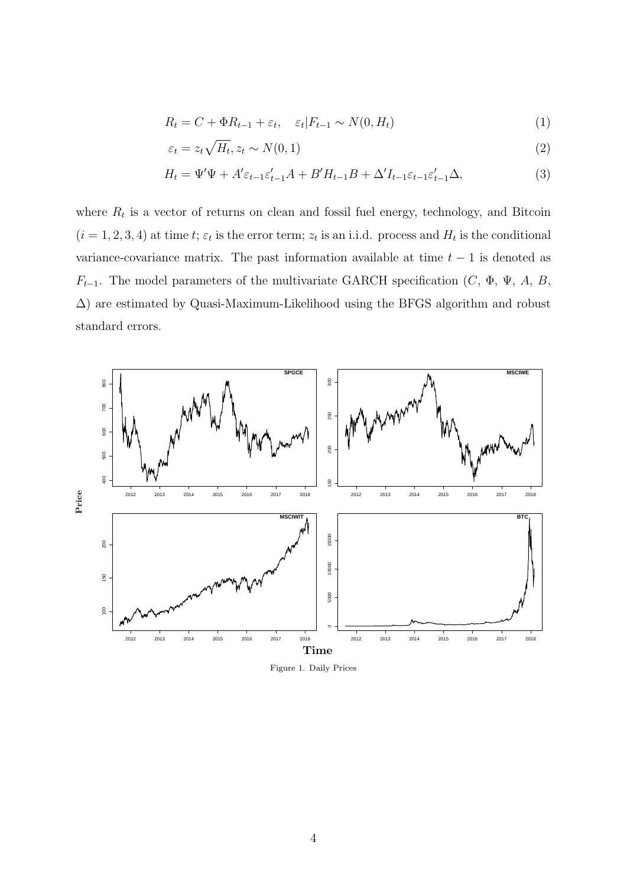$$R_t = C + \Phi R_{t-1} + \varepsilon_t, \quad \varepsilon_t | F_{t-1} \sim N(0, H_t) \tag{1}$$

$$\varepsilon_t = z_t \sqrt{H_t}, z_t \sim N(0, 1) \tag{2}$$

$$H_t = \Psi'\Psi + A'\varepsilon_{t-1}\varepsilon'_{t-1}A + B'H_{t-1}B + \Delta' I_{t-1}\varepsilon_{t-1}\varepsilon'_{t-1}\Delta, \tag{3}$$

where $R_t$ is a vector of returns on clean and fossil fuel energy, technology, and Bitcoin $(i = 1, 2, 3, 4)$ at time $t$; $\varepsilon_t$ is the error term; $z_t$ is an i.i.d. process and $H_t$ is the conditional variance-covariance matrix. The past information available at time $t-1$ is denoted as $F_{t-1}$. The model parameters of the multivariate GARCH specification ($C$, $\Phi$, $\Psi$, $A$, $B$, $\Delta$) are estimated by Quasi-Maximum-Likelihood using the BFGS algorithm and robust standard errors.

Figure 1. Daily Prices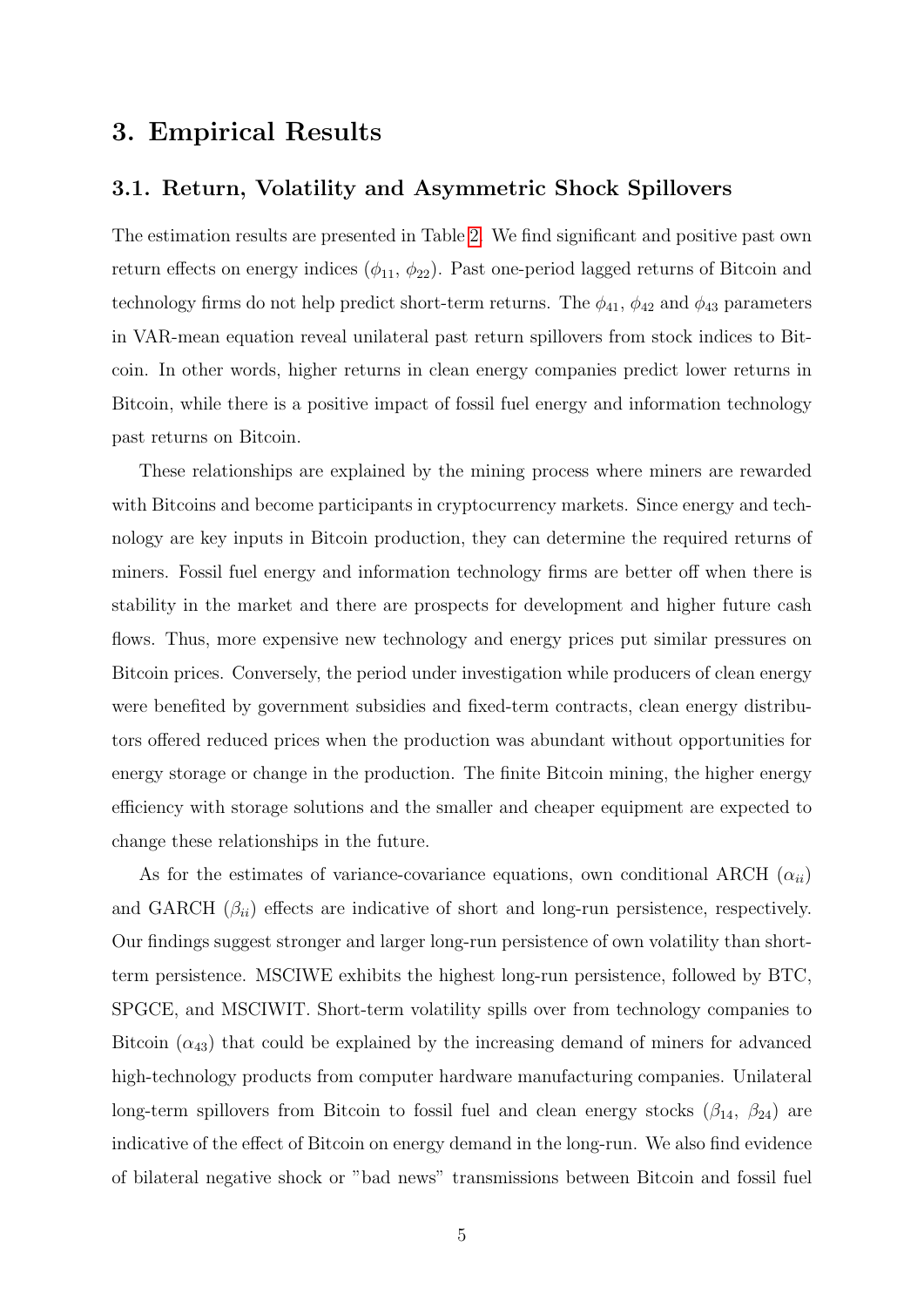## 3. Empirical Results

### 3.1. Return, Volatility and Asymmetric Shock Spillovers

The estimation results are presented in Table 2. We find significant and positive past own return effects on energy indices ($\phi_{11}$, $\phi_{22}$). Past one-period lagged returns of Bitcoin and technology firms do not help predict short-term returns. The $\phi_{41}$, $\phi_{42}$ and $\phi_{43}$ parameters in VAR-mean equation reveal unilateral past return spillovers from stock indices to Bitcoin. In other words, higher returns in clean energy companies predict lower returns in Bitcoin, while there is a positive impact of fossil fuel energy and information technology past returns on Bitcoin.

These relationships are explained by the mining process where miners are rewarded with Bitcoins and become participants in cryptocurrency markets. Since energy and technology are key inputs in Bitcoin production, they can determine the required returns of miners. Fossil fuel energy and information technology firms are better off when there is stability in the market and there are prospects for development and higher future cash flows. Thus, more expensive new technology and energy prices put similar pressures on Bitcoin prices. Conversely, the period under investigation while producers of clean energy were benefited by government subsidies and fixed-term contracts, clean energy distributors offered reduced prices when the production was abundant without opportunities for energy storage or change in the production. The finite Bitcoin mining, the higher energy efficiency with storage solutions and the smaller and cheaper equipment are expected to change these relationships in the future.

As for the estimates of variance-covariance equations, own conditional ARCH ($\alpha_{ii}$) and GARCH ($\beta_{ii}$) effects are indicative of short and long-run persistence, respectively. Our findings suggest stronger and larger long-run persistence of own volatility than short-term persistence. MSCIWE exhibits the highest long-run persistence, followed by BTC, SPGCE, and MSCIWIT. Short-term volatility spills over from technology companies to Bitcoin ($\alpha_{43}$) that could be explained by the increasing demand of miners for advanced high-technology products from computer hardware manufacturing companies. Unilateral long-term spillovers from Bitcoin to fossil fuel and clean energy stocks ($\beta_{14}$, $\beta_{24}$) are indicative of the effect of Bitcoin on energy demand in the long-run. We also find evidence of bilateral negative shock or "bad news" transmissions between Bitcoin and fossil fuel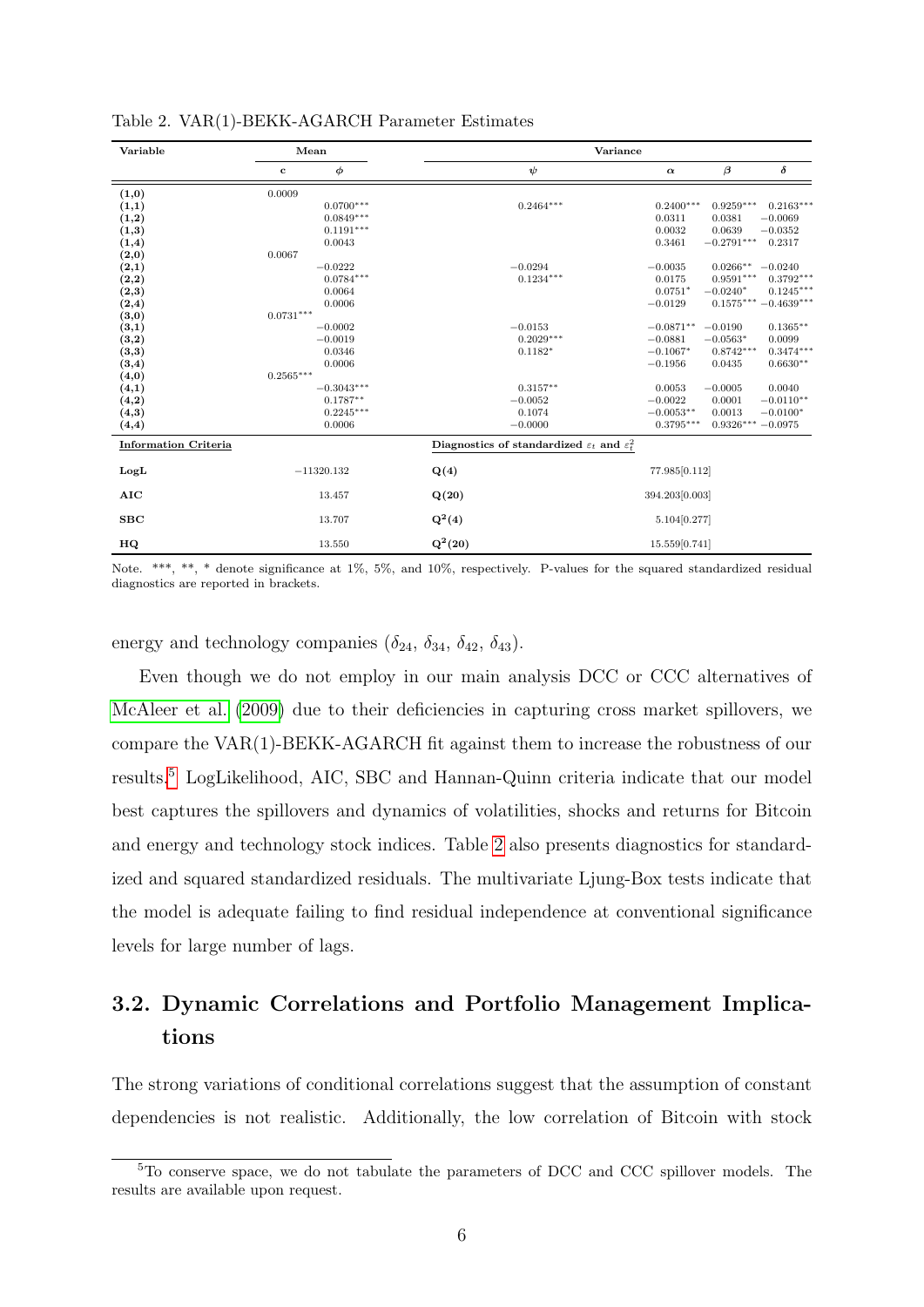Table 2. VAR(1)-BEKK-AGARCH Parameter Estimates

| Variable | Mean | | Variance | | | |
|---|---|---|---|---|---|---|
| | $c$ | $\phi$ | $\psi$ | $\alpha$ | $\beta$ | $\delta$ |
| (1,0) | 0.0009 | | | | | |
| (1,1) | | 0.0700*** | 0.2464*** | 0.2400*** | 0.9259*** | 0.2163*** |
| (1,2) | | 0.0849*** | | 0.0311 | 0.0381 | −0.0069 |
| (1,3) | | 0.1191*** | | 0.0032 | 0.0639 | −0.0352 |
| (1,4) | | 0.0043 | | 0.3461 | −0.2791*** | 0.2317 |
| (2,0) | 0.0067 | | | | | |
| (2,1) | | −0.0222 | −0.0294 | −0.0035 | 0.0266** | −0.0240 |
| (2,2) | | 0.0784*** | 0.1234*** | 0.0175 | 0.9591*** | 0.3792*** |
| (2,3) | | 0.0064 | | 0.0751* | −0.0240* | 0.1245*** |
| (2,4) | | 0.0006 | | −0.0129 | 0.1575*** | −0.4639*** |
| (3,0) | 0.0731*** | | | | | |
| (3,1) | | −0.0002 | −0.0153 | −0.0871** | −0.0190 | 0.1365** |
| (3,2) | | −0.0019 | 0.2029*** | −0.0881 | −0.0563* | 0.0099 |
| (3,3) | | 0.0346 | 0.1182* | −0.1067* | 0.8742*** | 0.3474*** |
| (3,4) | | 0.0006 | | −0.1956 | 0.0435 | 0.6630** |
| (4,0) | 0.2565*** | | | | | |
| (4,1) | | −0.3043*** | 0.3157** | 0.0053 | −0.0005 | 0.0040 |
| (4,2) | | 0.1787** | −0.0052 | −0.0022 | 0.0001 | −0.0110** |
| (4,3) | | 0.2245*** | 0.1074 | −0.0053** | 0.0013 | −0.0100* |
| (4,4) | | 0.0006 | −0.0000 | 0.3795*** | 0.9326*** | −0.0975 |
| **Information Criteria** | | | **Diagnostics of standardized $\varepsilon_t$ and $\varepsilon_t^2$** | | | |
| **LogL** | −11320.132 | | **Q(4)** | 77.985[0.112] | | |
| **AIC** | 13.457 | | **Q(20)** | 394.203[0.003] | | |
| **SBC** | 13.707 | | **$\mathbf{Q^2(4)}$** | 5.104[0.277] | | |
| **HQ** | 13.550 | | **$\mathbf{Q^2(20)}$** | 15.559[0.741] | | |

Note. ***, **, * denote significance at 1%, 5%, and 10%, respectively. P-values for the squared standardized residual diagnostics are reported in brackets.

energy and technology companies ($\delta_{24}$, $\delta_{34}$, $\delta_{42}$, $\delta_{43}$).

Even though we do not employ in our main analysis DCC or CCC alternatives of McAleer et al. (2009) due to their deficiencies in capturing cross market spillovers, we compare the VAR(1)-BEKK-AGARCH fit against them to increase the robustness of our results.[5] LogLikelihood, AIC, SBC and Hannan-Quinn criteria indicate that our model best captures the spillovers and dynamics of volatilities, shocks and returns for Bitcoin and energy and technology stock indices. Table 2 also presents diagnostics for standardized and squared standardized residuals. The multivariate Ljung-Box tests indicate that the model is adequate failing to find residual independence at conventional significance levels for large number of lags.

## 3.2. Dynamic Correlations and Portfolio Management Implications

The strong variations of conditional correlations suggest that the assumption of constant dependencies is not realistic. Additionally, the low correlation of Bitcoin with stock

[5] To conserve space, we do not tabulate the parameters of DCC and CCC spillover models. The results are available upon request.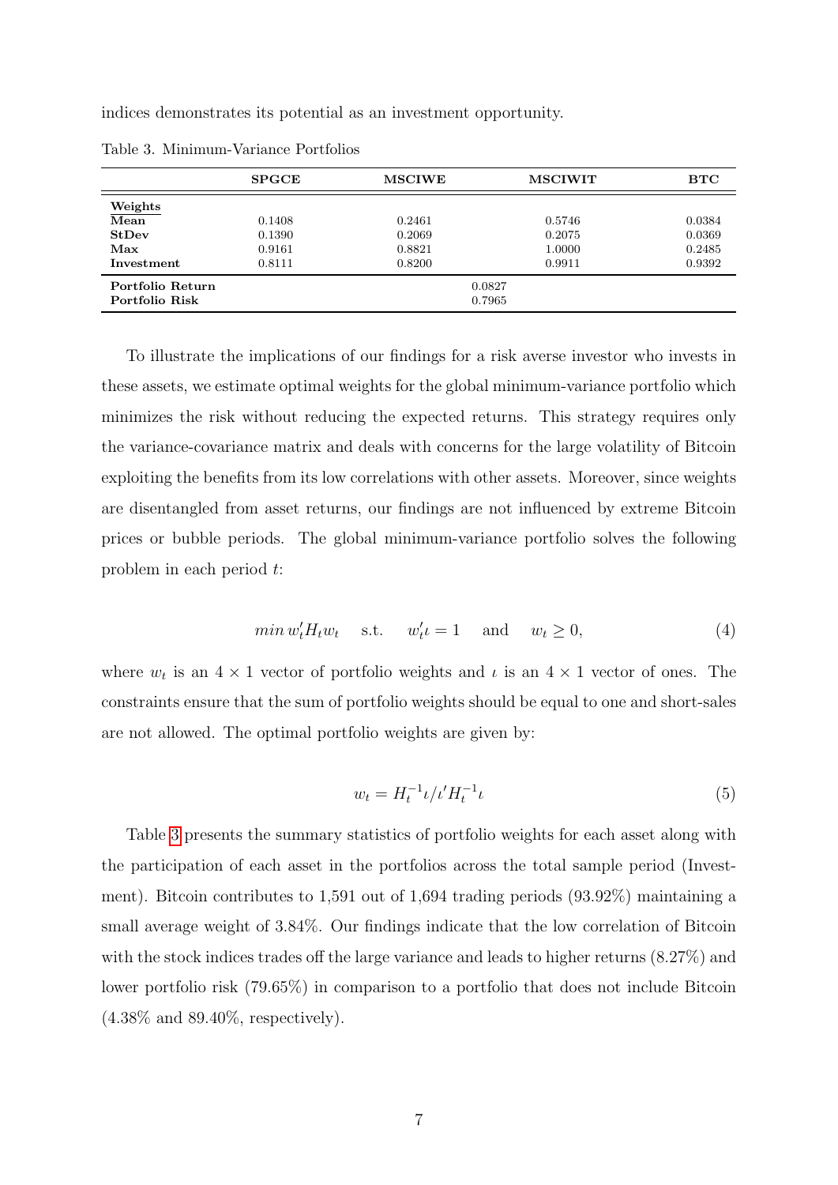indices demonstrates its potential as an investment opportunity.

Table 3. Minimum-Variance Portfolios

| | **SPGCE** | **MSCIWE** | **MSCIWIT** | **BTC** |
|---|---|---|---|---|
| **Weights** | | | | |
| **Mean** | 0.1408 | 0.2461 | 0.5746 | 0.0384 |
| **StDev** | 0.1390 | 0.2069 | 0.2075 | 0.0369 |
| **Max** | 0.9161 | 0.8821 | 1.0000 | 0.2485 |
| **Investment** | 0.8111 | 0.8200 | 0.9911 | 0.9392 |
| **Portfolio Return** | | 0.0827 | | |
| **Portfolio Risk** | | 0.7965 | | |

To illustrate the implications of our findings for a risk averse investor who invests in these assets, we estimate optimal weights for the global minimum-variance portfolio which minimizes the risk without reducing the expected returns. This strategy requires only the variance-covariance matrix and deals with concerns for the large volatility of Bitcoin exploiting the benefits from its low correlations with other assets. Moreover, since weights are disentangled from asset returns, our findings are not influenced by extreme Bitcoin prices or bubble periods. The global minimum-variance portfolio solves the following problem in each period $t$:

$$min\, w_t' H_t w_t \quad \text{s.t.} \quad w_t'\iota = 1 \quad \text{and} \quad w_t \geq 0, \tag{4}$$

where $w_t$ is an $4 \times 1$ vector of portfolio weights and $\iota$ is an $4 \times 1$ vector of ones. The constraints ensure that the sum of portfolio weights should be equal to one and short-sales are not allowed. The optimal portfolio weights are given by:

$$w_t = H_t^{-1}\iota / \iota' H_t^{-1}\iota \tag{5}$$

Table 3 presents the summary statistics of portfolio weights for each asset along with the participation of each asset in the portfolios across the total sample period (Investment). Bitcoin contributes to 1,591 out of 1,694 trading periods (93.92%) maintaining a small average weight of 3.84%. Our findings indicate that the low correlation of Bitcoin with the stock indices trades off the large variance and leads to higher returns (8.27%) and lower portfolio risk (79.65%) in comparison to a portfolio that does not include Bitcoin (4.38% and 89.40%, respectively).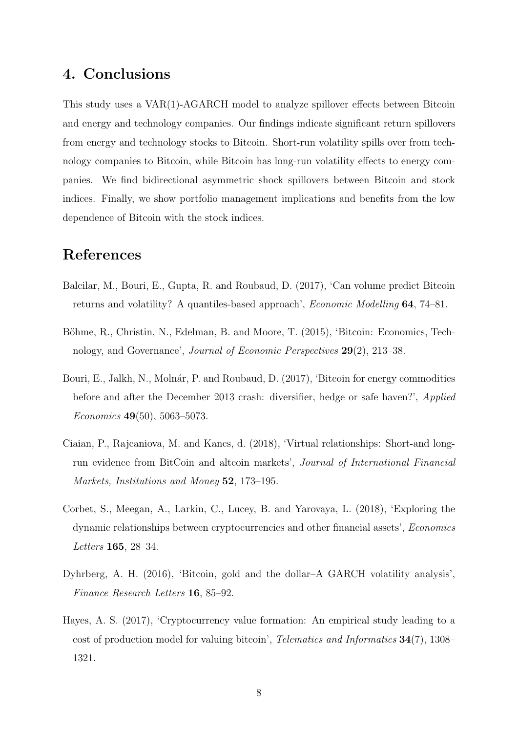## 4. Conclusions

This study uses a VAR(1)-AGARCH model to analyze spillover effects between Bitcoin and energy and technology companies. Our findings indicate significant return spillovers from energy and technology stocks to Bitcoin. Short-run volatility spills over from technology companies to Bitcoin, while Bitcoin has long-run volatility effects to energy companies. We find bidirectional asymmetric shock spillovers between Bitcoin and stock indices. Finally, we show portfolio management implications and benefits from the low dependence of Bitcoin with the stock indices.

## References

Balcilar, M., Bouri, E., Gupta, R. and Roubaud, D. (2017), 'Can volume predict Bitcoin returns and volatility? A quantiles-based approach', *Economic Modelling* **64**, 74–81.

Böhme, R., Christin, N., Edelman, B. and Moore, T. (2015), 'Bitcoin: Economics, Technology, and Governance', *Journal of Economic Perspectives* **29**(2), 213–38.

Bouri, E., Jalkh, N., Molnár, P. and Roubaud, D. (2017), 'Bitcoin for energy commodities before and after the December 2013 crash: diversifier, hedge or safe haven?', *Applied Economics* **49**(50), 5063–5073.

Ciaian, P., Rajcaniova, M. and Kancs, d. (2018), 'Virtual relationships: Short-and long-run evidence from BitCoin and altcoin markets', *Journal of International Financial Markets, Institutions and Money* **52**, 173–195.

Corbet, S., Meegan, A., Larkin, C., Lucey, B. and Yarovaya, L. (2018), 'Exploring the dynamic relationships between cryptocurrencies and other financial assets', *Economics Letters* **165**, 28–34.

Dyhrberg, A. H. (2016), 'Bitcoin, gold and the dollar–A GARCH volatility analysis', *Finance Research Letters* **16**, 85–92.

Hayes, A. S. (2017), 'Cryptocurrency value formation: An empirical study leading to a cost of production model for valuing bitcoin', *Telematics and Informatics* **34**(7), 1308–1321.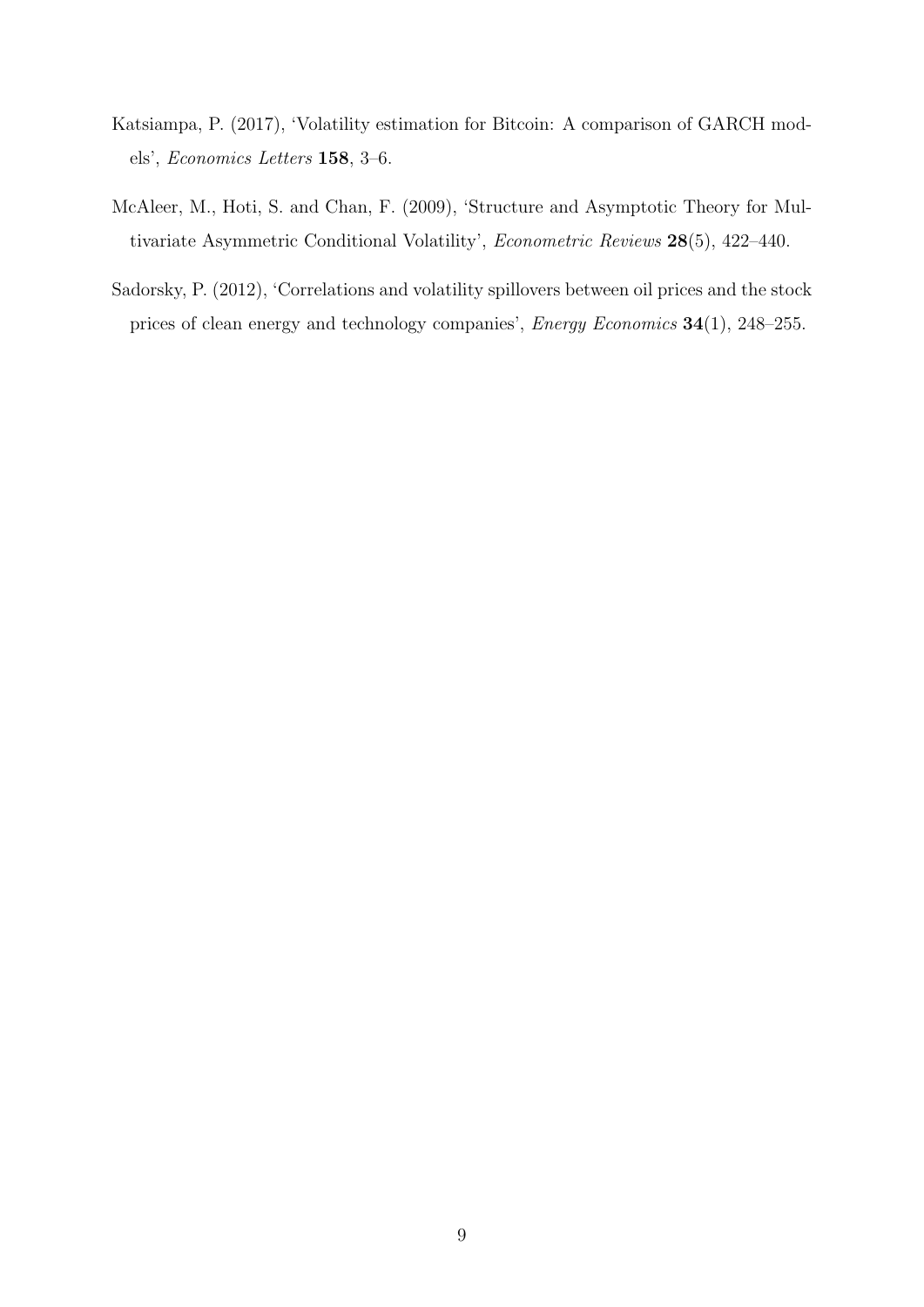Katsiampa, P. (2017), 'Volatility estimation for Bitcoin: A comparison of GARCH models', *Economics Letters* **158**, 3–6.

McAleer, M., Hoti, S. and Chan, F. (2009), 'Structure and Asymptotic Theory for Multivariate Asymmetric Conditional Volatility', *Econometric Reviews* **28**(5), 422–440.

Sadorsky, P. (2012), 'Correlations and volatility spillovers between oil prices and the stock prices of clean energy and technology companies', *Energy Economics* **34**(1), 248–255.